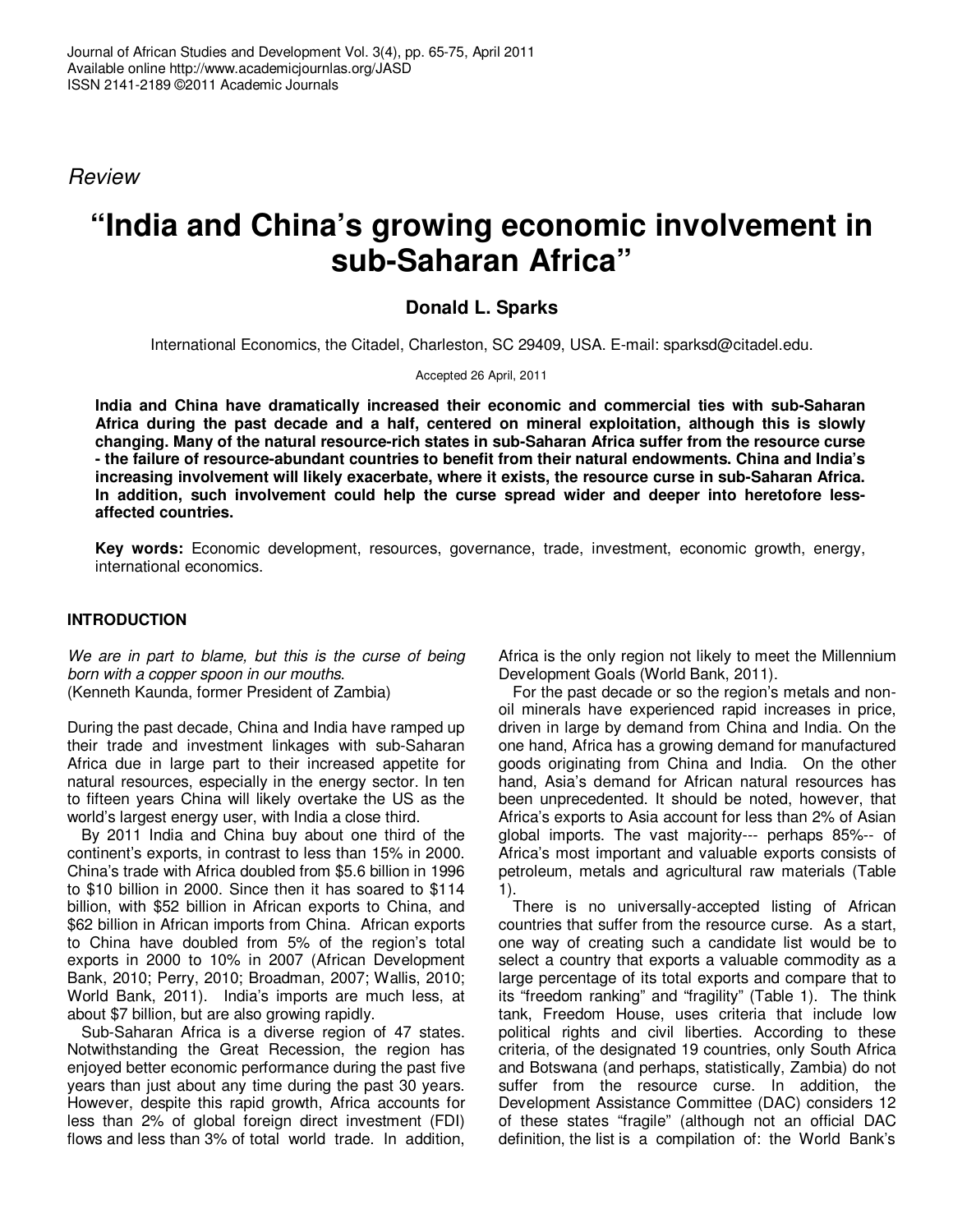*Review*

# "India and China's growing economic involvement in sub-Saharan Africa"

**Donald L. Sparks**

International Economics, the Citadel, Charleston, SC 29409, USA. E-mail: sparksd@citadel.edu.

Accepted 26 April, 2011

**India and China have dramatically increased their economic and commercial ties with sub-Saharan Africa during the past decade and a half, centered on mineral exploitation, although this is slowly changing. Many of the natural resource-rich states in sub-Saharan Africa suffer from the resource curse - the failure of resource-abundant countries to benefit from their natural endowments. China and India's increasing involvement will likely exacerbate, where it exists, the resource curse in sub-Saharan Africa. In addition, such involvement could help the curse spread wider and deeper into heretofore less-affected countries.**

**Key words:** Economic development, resources, governance, trade, investment, economic growth, energy, international economics.

## INTRODUCTION

*We are in part to blame, but this is the curse of being born with a copper spoon in our mouths.*
(Kenneth Kaunda, former President of Zambia)

During the past decade, China and India have ramped up their trade and investment linkages with sub-Saharan Africa due in large part to their increased appetite for natural resources, especially in the energy sector. In ten to fifteen years China will likely overtake the US as the world's largest energy user, with India a close third.

By 2011 India and China buy about one third of the continent's exports, in contrast to less than 15% in 2000. China's trade with Africa doubled from $5.6 billion in 1996 to $10 billion in 2000. Since then it has soared to $114 billion, with $52 billion in African exports to China, and $62 billion in African imports from China. African exports to China have doubled from 5% of the region's total exports in 2000 to 10% in 2007 (African Development Bank, 2010; Perry, 2010; Broadman, 2007; Wallis, 2010; World Bank, 2011). India's imports are much less, at about $7 billion, but are also growing rapidly.

Sub-Saharan Africa is a diverse region of 47 states. Notwithstanding the Great Recession, the region has enjoyed better economic performance during the past five years than just about any time during the past 30 years. However, despite this rapid growth, Africa accounts for less than 2% of global foreign direct investment (FDI) flows and less than 3% of total world trade. In addition, Africa is the only region not likely to meet the Millennium Development Goals (World Bank, 2011).

For the past decade or so the region's metals and non-oil minerals have experienced rapid increases in price, driven in large by demand from China and India. On the one hand, Africa has a growing demand for manufactured goods originating from China and India. On the other hand, Asia's demand for African natural resources has been unprecedented. It should be noted, however, that Africa's exports to Asia account for less than 2% of Asian global imports. The vast majority--- perhaps 85%-- of Africa's most important and valuable exports consists of petroleum, metals and agricultural raw materials (Table 1).

There is no universally-accepted listing of African countries that suffer from the resource curse. As a start, one way of creating such a candidate list would be to select a country that exports a valuable commodity as a large percentage of its total exports and compare that to its "freedom ranking" and "fragility" (Table 1). The think tank, Freedom House, uses criteria that include low political rights and civil liberties. According to these criteria, of the designated 19 countries, only South Africa and Botswana (and perhaps, statistically, Zambia) do not suffer from the resource curse. In addition, the Development Assistance Committee (DAC) considers 12 of these states "fragile" (although not an official DAC definition, the list is a compilation of: the World Bank's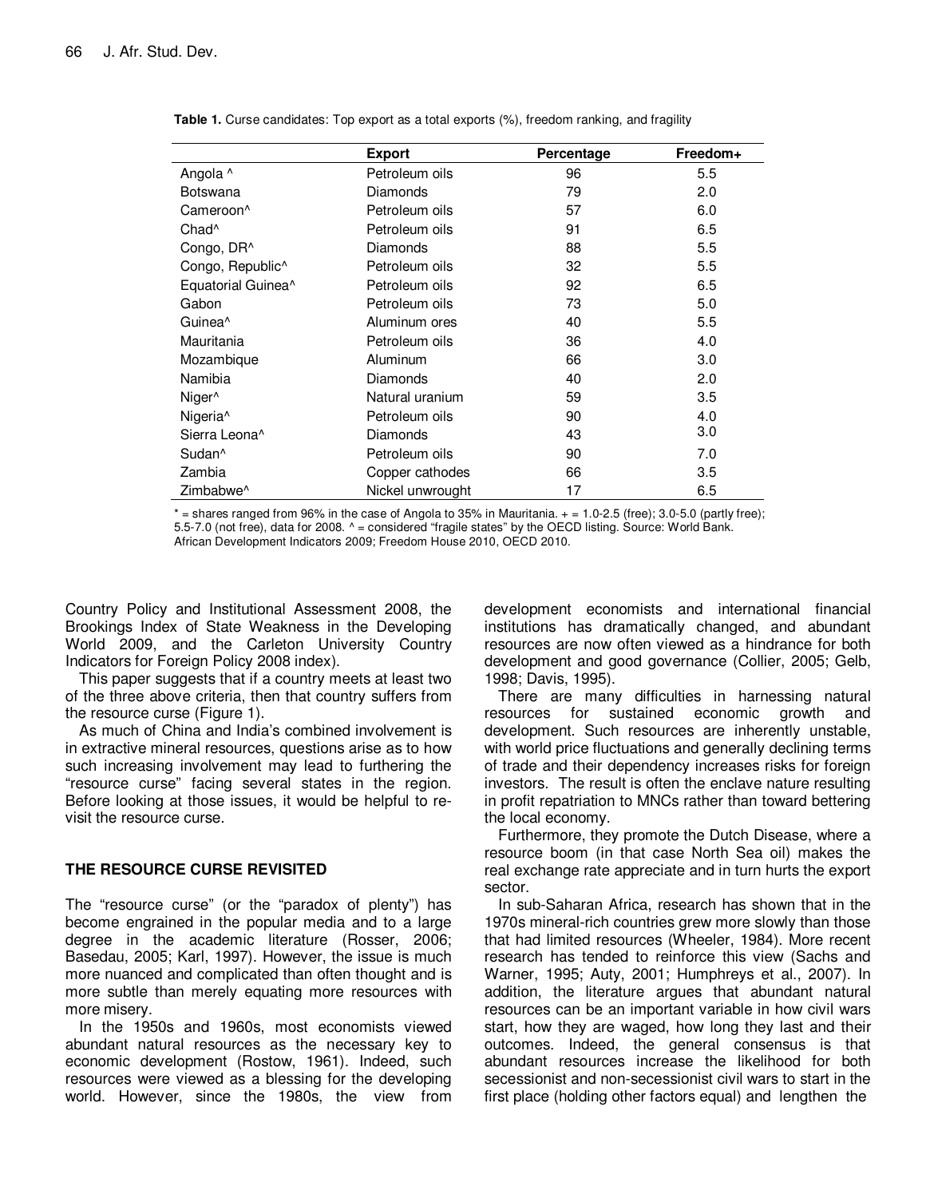**Table 1.** Curse candidates: Top export as a total exports (%), freedom ranking, and fragility

| | Export | Percentage | Freedom+ |
|---|---|---|---|
| Angola ^ | Petroleum oils | 96 | 5.5 |
| Botswana | Diamonds | 79 | 2.0 |
| Cameroon^ | Petroleum oils | 57 | 6.0 |
| Chad^ | Petroleum oils | 91 | 6.5 |
| Congo, DR^ | Diamonds | 88 | 5.5 |
| Congo, Republic^ | Petroleum oils | 32 | 5.5 |
| Equatorial Guinea^ | Petroleum oils | 92 | 6.5 |
| Gabon | Petroleum oils | 73 | 5.0 |
| Guinea^ | Aluminum ores | 40 | 5.5 |
| Mauritania | Petroleum oils | 36 | 4.0 |
| Mozambique | Aluminum | 66 | 3.0 |
| Namibia | Diamonds | 40 | 2.0 |
| Niger^ | Natural uranium | 59 | 3.5 |
| Nigeria^ | Petroleum oils | 90 | 4.0 |
| Sierra Leona^ | Diamonds | 43 | 3.0 |
| Sudan^ | Petroleum oils | 90 | 7.0 |
| Zambia | Copper cathodes | 66 | 3.5 |
| Zimbabwe^ | Nickel unwrought | 17 | 6.5 |

* = shares ranged from 96% in the case of Angola to 35% in Mauritania. + = 1.0-2.5 (free); 3.0-5.0 (partly free); 5.5-7.0 (not free), data for 2008. ^ = considered "fragile states" by the OECD listing. Source: World Bank. African Development Indicators 2009; Freedom House 2010, OECD 2010.

Country Policy and Institutional Assessment 2008, the Brookings Index of State Weakness in the Developing World 2009, and the Carleton University Country Indicators for Foreign Policy 2008 index).

This paper suggests that if a country meets at least two of the three above criteria, then that country suffers from the resource curse (Figure 1).

As much of China and India's combined involvement is in extractive mineral resources, questions arise as to how such increasing involvement may lead to furthering the "resource curse" facing several states in the region. Before looking at those issues, it would be helpful to re-visit the resource curse.

## THE RESOURCE CURSE REVISITED

The "resource curse" (or the "paradox of plenty") has become engrained in the popular media and to a large degree in the academic literature (Rosser, 2006; Basedau, 2005; Karl, 1997). However, the issue is much more nuanced and complicated than often thought and is more subtle than merely equating more resources with more misery.

In the 1950s and 1960s, most economists viewed abundant natural resources as the necessary key to economic development (Rostow, 1961). Indeed, such resources were viewed as a blessing for the developing world. However, since the 1980s, the view from development economists and international financial institutions has dramatically changed, and abundant resources are now often viewed as a hindrance for both development and good governance (Collier, 2005; Gelb, 1998; Davis, 1995).

There are many difficulties in harnessing natural resources for sustained economic growth and development. Such resources are inherently unstable, with world price fluctuations and generally declining terms of trade and their dependency increases risks for foreign investors. The result is often the enclave nature resulting in profit repatriation to MNCs rather than toward bettering the local economy.

Furthermore, they promote the Dutch Disease, where a resource boom (in that case North Sea oil) makes the real exchange rate appreciate and in turn hurts the export sector.

In sub-Saharan Africa, research has shown that in the 1970s mineral-rich countries grew more slowly than those that had limited resources (Wheeler, 1984). More recent research has tended to reinforce this view (Sachs and Warner, 1995; Auty, 2001; Humphreys et al., 2007). In addition, the literature argues that abundant natural resources can be an important variable in how civil wars start, how they are waged, how long they last and their outcomes. Indeed, the general consensus is that abundant resources increase the likelihood for both secessionist and non-secessionist civil wars to start in the first place (holding other factors equal) and lengthen the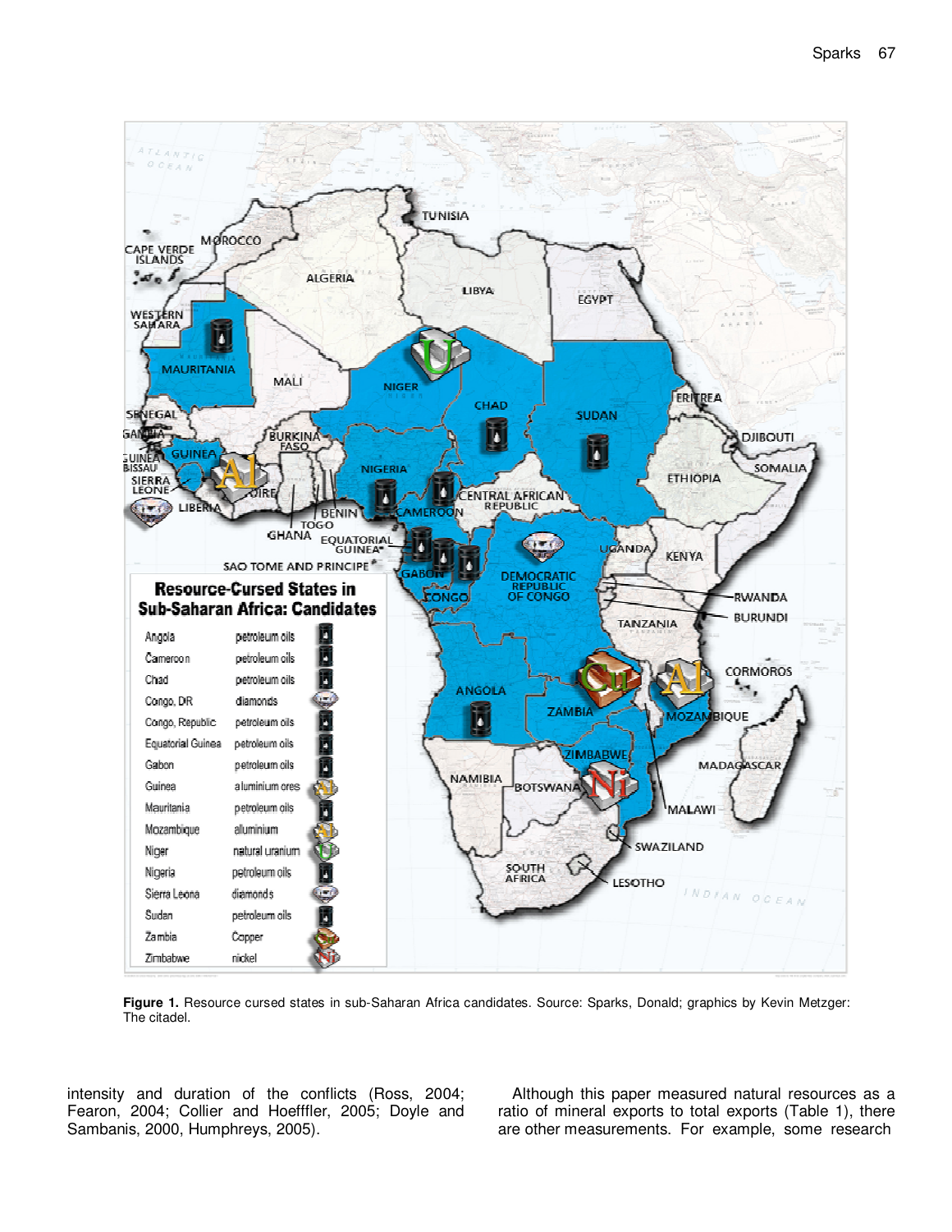**Figure 1.** Resource cursed states in sub-Saharan Africa candidates. Source: Sparks, Donald; graphics by Kevin Metzger: The citadel.

intensity and duration of the conflicts (Ross, 2004; Fearon, 2004; Collier and Hoefffler, 2005; Doyle and Sambanis, 2000, Humphreys, 2005).

Although this paper measured natural resources as a ratio of mineral exports to total exports (Table 1), there are other measurements. For example, some research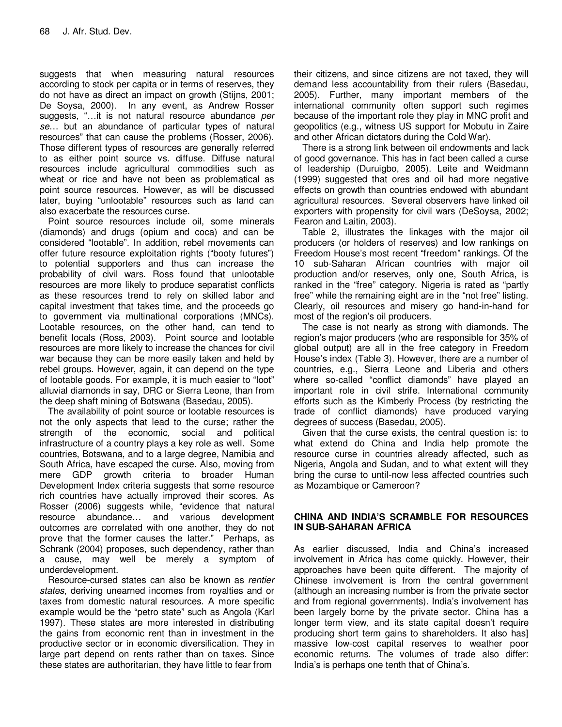suggests that when measuring natural resources according to stock per capita or in terms of reserves, they do not have as direct an impact on growth (Stijns, 2001; De Soysa, 2000). In any event, as Andrew Rosser suggests, "…it is not natural resource abundance *per se*… but an abundance of particular types of natural resources" that can cause the problems (Rosser, 2006). Those different types of resources are generally referred to as either point source vs. diffuse. Diffuse natural resources include agricultural commodities such as wheat or rice and have not been as problematical as point source resources. However, as will be discussed later, buying "unlootable" resources such as land can also exacerbate the resources curse.

Point source resources include oil, some minerals (diamonds) and drugs (opium and coca) and can be considered "lootable". In addition, rebel movements can offer future resource exploitation rights ("booty futures") to potential supporters and thus can increase the probability of civil wars. Ross found that unlootable resources are more likely to produce separatist conflicts as these resources trend to rely on skilled labor and capital investment that takes time, and the proceeds go to government via multinational corporations (MNCs). Lootable resources, on the other hand, can tend to benefit locals (Ross, 2003). Point source and lootable resources are more likely to increase the chances for civil war because they can be more easily taken and held by rebel groups. However, again, it can depend on the type of lootable goods. For example, it is much easier to "loot" alluvial diamonds in say, DRC or Sierra Leone, than from the deep shaft mining of Botswana (Basedau, 2005).

The availability of point source or lootable resources is not the only aspects that lead to the curse; rather the strength of the economic, social and political infrastructure of a country plays a key role as well. Some countries, Botswana, and to a large degree, Namibia and South Africa, have escaped the curse. Also, moving from mere GDP growth criteria to broader Human Development Index criteria suggests that some resource rich countries have actually improved their scores. As Rosser (2006) suggests while, "evidence that natural resource abundance… and various development outcomes are correlated with one another, they do not prove that the former causes the latter." Perhaps, as Schrank (2004) proposes, such dependency, rather than a cause, may well be merely a symptom of underdevelopment.

Resource-cursed states can also be known as *rentier states*, deriving unearned incomes from royalties and or taxes from domestic natural resources. A more specific example would be the "petro state" such as Angola (Karl 1997). These states are more interested in distributing the gains from economic rent than in investment in the productive sector or in economic diversification. They in large part depend on rents rather than on taxes. Since these states are authoritarian, they have little to fear from their citizens, and since citizens are not taxed, they will demand less accountability from their rulers (Basedau, 2005). Further, many important members of the international community often support such regimes because of the important role they play in MNC profit and geopolitics (e.g., witness US support for Mobutu in Zaire and other African dictators during the Cold War).

There is a strong link between oil endowments and lack of good governance. This has in fact been called a curse of leadership (Duruigbo, 2005). Leite and Weidmann (1999) suggested that ores and oil had more negative effects on growth than countries endowed with abundant agricultural resources. Several observers have linked oil exporters with propensity for civil wars (DeSoysa, 2002; Fearon and Laitin, 2003).

Table 2, illustrates the linkages with the major oil producers (or holders of reserves) and low rankings on Freedom House's most recent "freedom" rankings. Of the 10 sub-Saharan African countries with major oil production and/or reserves, only one, South Africa, is ranked in the "free" category. Nigeria is rated as "partly free" while the remaining eight are in the "not free" listing. Clearly, oil resources and misery go hand-in-hand for most of the region's oil producers.

The case is not nearly as strong with diamonds. The region's major producers (who are responsible for 35% of global output) are all in the free category in Freedom House's index (Table 3). However, there are a number of countries, e.g., Sierra Leone and Liberia and others where so-called "conflict diamonds" have played an important role in civil strife. International community efforts such as the Kimberly Process (by restricting the trade of conflict diamonds) have produced varying degrees of success (Basedau, 2005).

Given that the curse exists, the central question is: to what extend do China and India help promote the resource curse in countries already affected, such as Nigeria, Angola and Sudan, and to what extent will they bring the curse to until-now less affected countries such as Mozambique or Cameroon?

## CHINA AND INDIA'S SCRAMBLE FOR RESOURCES IN SUB-SAHARAN AFRICA

As earlier discussed, India and China's increased involvement in Africa has come quickly. However, their approaches have been quite different. The majority of Chinese involvement is from the central government (although an increasing number is from the private sector and from regional governments). India's involvement has been largely borne by the private sector. China has a longer term view, and its state capital doesn't require producing short term gains to shareholders. It also has] massive low-cost capital reserves to weather poor economic returns. The volumes of trade also differ: India's is perhaps one tenth that of China's.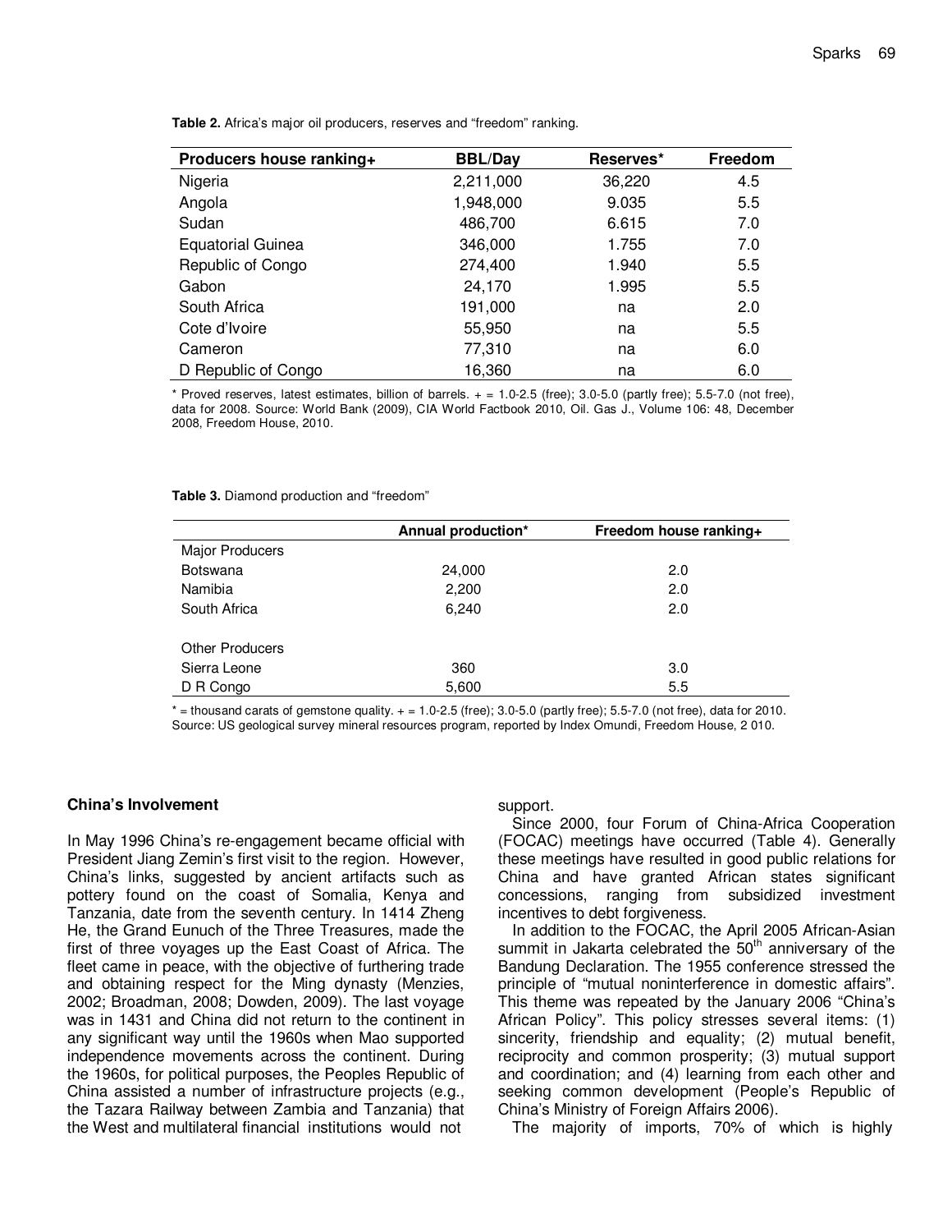**Table 2.** Africa's major oil producers, reserves and "freedom" ranking.

| Producers house ranking+ | BBL/Day | Reserves* | Freedom |
|---|---|---|---|
| Nigeria | 2,211,000 | 36,220 | 4.5 |
| Angola | 1,948,000 | 9.035 | 5.5 |
| Sudan | 486,700 | 6.615 | 7.0 |
| Equatorial Guinea | 346,000 | 1.755 | 7.0 |
| Republic of Congo | 274,400 | 1.940 | 5.5 |
| Gabon | 24,170 | 1.995 | 5.5 |
| South Africa | 191,000 | na | 2.0 |
| Cote d'Ivoire | 55,950 | na | 5.5 |
| Cameron | 77,310 | na | 6.0 |
| D Republic of Congo | 16,360 | na | 6.0 |

\* Proved reserves, latest estimates, billion of barrels. + = 1.0-2.5 (free); 3.0-5.0 (partly free); 5.5-7.0 (not free), data for 2008. Source: World Bank (2009), CIA World Factbook 2010, Oil. Gas J., Volume 106: 48, December 2008, Freedom House, 2010.

**Table 3.** Diamond production and "freedom"

| | Annual production* | Freedom house ranking+ |
|---|---|---|
| Major Producers | | |
| Botswana | 24,000 | 2.0 |
| Namibia | 2,200 | 2.0 |
| South Africa | 6,240 | 2.0 |
| | | |
| Other Producers | | |
| Sierra Leone | 360 | 3.0 |
| D R Congo | 5,600 | 5.5 |

\* = thousand carats of gemstone quality. + = 1.0-2.5 (free); 3.0-5.0 (partly free); 5.5-7.0 (not free), data for 2010. Source: US geological survey mineral resources program, reported by Index Omundi, Freedom House, 2 010.

### China's Involvement

In May 1996 China's re-engagement became official with President Jiang Zemin's first visit to the region. However, China's links, suggested by ancient artifacts such as pottery found on the coast of Somalia, Kenya and Tanzania, date from the seventh century. In 1414 Zheng He, the Grand Eunuch of the Three Treasures, made the first of three voyages up the East Coast of Africa. The fleet came in peace, with the objective of furthering trade and obtaining respect for the Ming dynasty (Menzies, 2002; Broadman, 2008; Dowden, 2009). The last voyage was in 1431 and China did not return to the continent in any significant way until the 1960s when Mao supported independence movements across the continent. During the 1960s, for political purposes, the Peoples Republic of China assisted a number of infrastructure projects (e.g., the Tazara Railway between Zambia and Tanzania) that the West and multilateral financial institutions would not support.

Since 2000, four Forum of China-Africa Cooperation (FOCAC) meetings have occurred (Table 4). Generally these meetings have resulted in good public relations for China and have granted African states significant concessions, ranging from subsidized investment incentives to debt forgiveness.

In addition to the FOCAC, the April 2005 African-Asian summit in Jakarta celebrated the 50th anniversary of the Bandung Declaration. The 1955 conference stressed the principle of "mutual noninterference in domestic affairs". This theme was repeated by the January 2006 "China's African Policy". This policy stresses several items: (1) sincerity, friendship and equality; (2) mutual benefit, reciprocity and common prosperity; (3) mutual support and coordination; and (4) learning from each other and seeking common development (People's Republic of China's Ministry of Foreign Affairs 2006).

The majority of imports, 70% of which is highly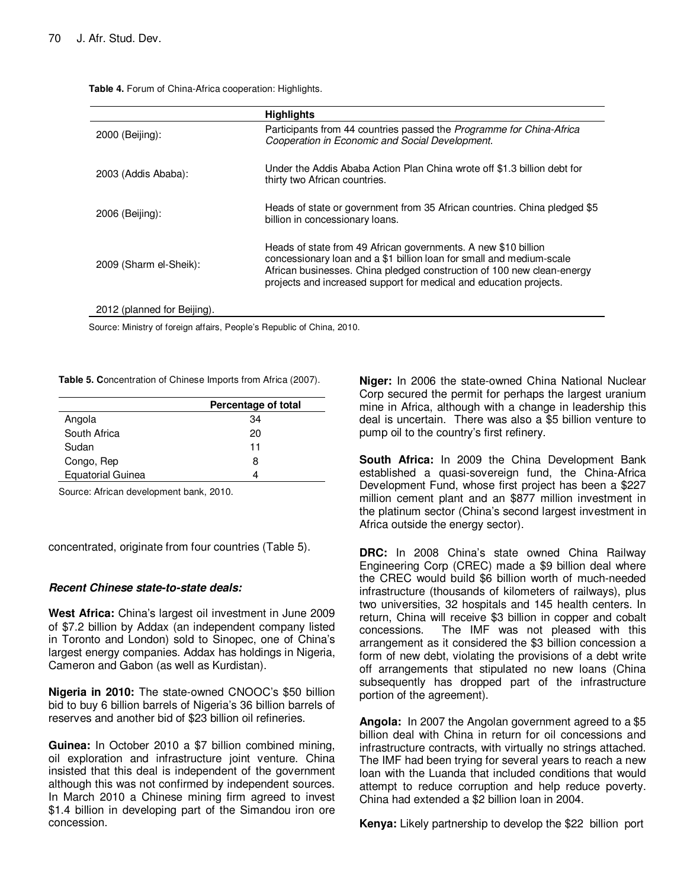**Table 4.** Forum of China-Africa cooperation: Highlights.

| | Highlights |
|---|---|
| 2000 (Beijing): | Participants from 44 countries passed the *Programme for China-Africa Cooperation in Economic and Social Development*. |
| 2003 (Addis Ababa): | Under the Addis Ababa Action Plan China wrote off $1.3 billion debt for thirty two African countries. |
| 2006 (Beijing): | Heads of state or government from 35 African countries. China pledged $5 billion in concessionary loans. |
| 2009 (Sharm el-Sheik): | Heads of state from 49 African governments. A new $10 billion concessionary loan and a $1 billion loan for small and medium-scale African businesses. China pledged construction of 100 new clean-energy projects and increased support for medical and education projects. |
| 2012 (planned for Beijing). | |

Source: Ministry of foreign affairs, People's Republic of China, 2010.

**Table 5. C**oncentration of Chinese Imports from Africa (2007).

| | Percentage of total |
|---|---|
| Angola | 34 |
| South Africa | 20 |
| Sudan | 11 |
| Congo, Rep | 8 |
| Equatorial Guinea | 4 |

Source: African development bank, 2010.

concentrated, originate from four countries (Table 5).

***Recent Chinese state-to-state deals:***

**West Africa:** China's largest oil investment in June 2009 of $7.2 billion by Addax (an independent company listed in Toronto and London) sold to Sinopec, one of China's largest energy companies. Addax has holdings in Nigeria, Cameron and Gabon (as well as Kurdistan).

**Nigeria in 2010:** The state-owned CNOOC's $50 billion bid to buy 6 billion barrels of Nigeria's 36 billion barrels of reserves and another bid of $23 billion oil refineries.

**Guinea:** In October 2010 a $7 billion combined mining, oil exploration and infrastructure joint venture. China insisted that this deal is independent of the government although this was not confirmed by independent sources. In March 2010 a Chinese mining firm agreed to invest $1.4 billion in developing part of the Simandou iron ore concession.

**Niger:** In 2006 the state-owned China National Nuclear Corp secured the permit for perhaps the largest uranium mine in Africa, although with a change in leadership this deal is uncertain. There was also a $5 billion venture to pump oil to the country's first refinery.

**South Africa:** In 2009 the China Development Bank established a quasi-sovereign fund, the China-Africa Development Fund, whose first project has been a $227 million cement plant and an $877 million investment in the platinum sector (China's second largest investment in Africa outside the energy sector).

**DRC:** In 2008 China's state owned China Railway Engineering Corp (CREC) made a $9 billion deal where the CREC would build $6 billion worth of much-needed infrastructure (thousands of kilometers of railways), plus two universities, 32 hospitals and 145 health centers. In return, China will receive $3 billion in copper and cobalt concessions. The IMF was not pleased with this arrangement as it considered the $3 billion concession a form of new debt, violating the provisions of a debt write off arrangements that stipulated no new loans (China subsequently has dropped part of the infrastructure portion of the agreement).

**Angola:** In 2007 the Angolan government agreed to a $5 billion deal with China in return for oil concessions and infrastructure contracts, with virtually no strings attached. The IMF had been trying for several years to reach a new loan with the Luanda that included conditions that would attempt to reduce corruption and help reduce poverty. China had extended a $2 billion loan in 2004.

**Kenya:** Likely partnership to develop the $22 billion port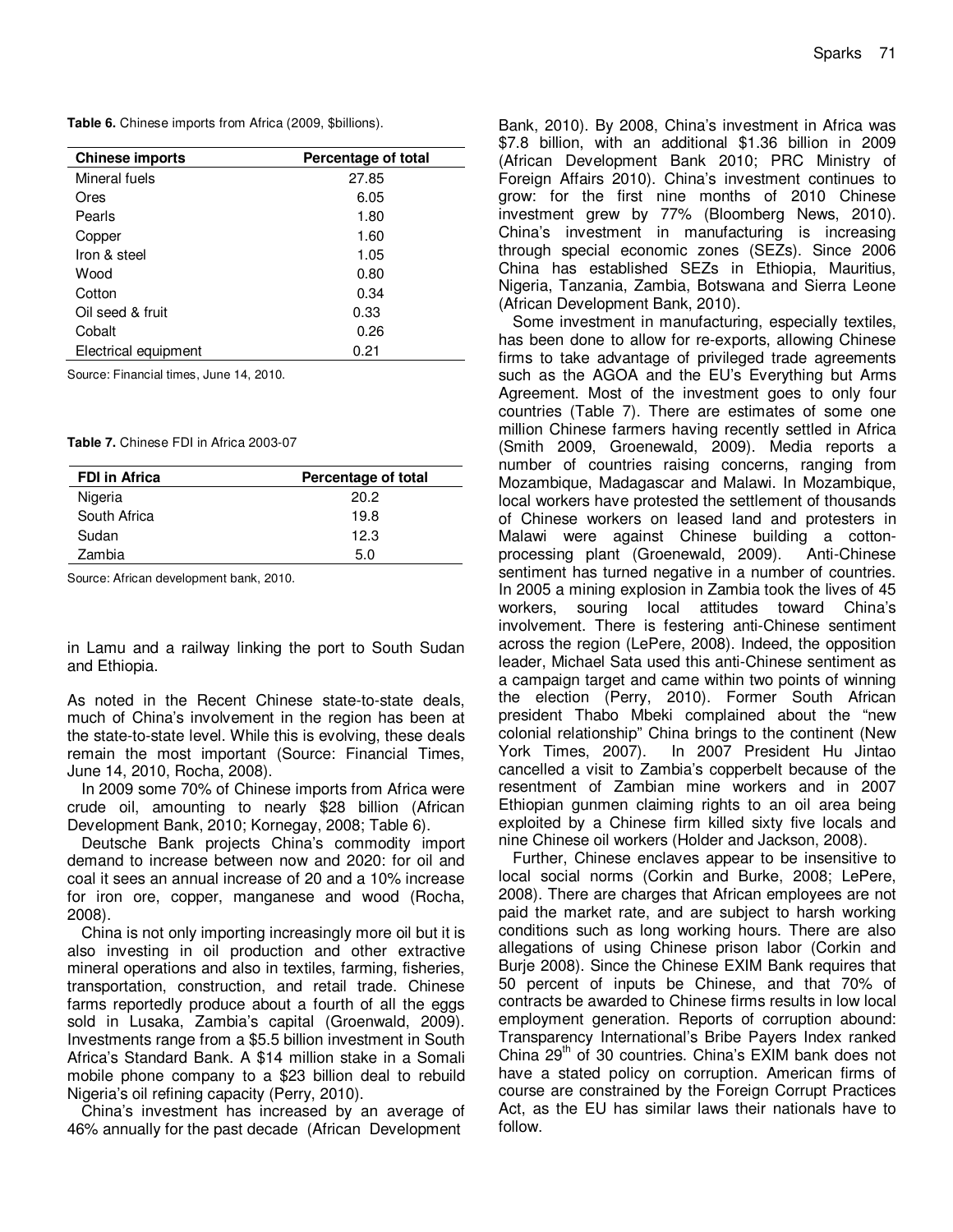**Table 6.** Chinese imports from Africa (2009, $billions).

| Chinese imports | Percentage of total |
|---|---|
| Mineral fuels | 27.85 |
| Ores | 6.05 |
| Pearls | 1.80 |
| Copper | 1.60 |
| Iron & steel | 1.05 |
| Wood | 0.80 |
| Cotton | 0.34 |
| Oil seed & fruit | 0.33 |
| Cobalt | 0.26 |
| Electrical equipment | 0.21 |

Source: Financial times, June 14, 2010.

**Table 7.** Chinese FDI in Africa 2003-07

| FDI in Africa | Percentage of total |
|---|---|
| Nigeria | 20.2 |
| South Africa | 19.8 |
| Sudan | 12.3 |
| Zambia | 5.0 |

Source: African development bank, 2010.

in Lamu and a railway linking the port to South Sudan and Ethiopia.

As noted in the Recent Chinese state-to-state deals, much of China's involvement in the region has been at the state-to-state level. While this is evolving, these deals remain the most important (Source: Financial Times, June 14, 2010, Rocha, 2008).

In 2009 some 70% of Chinese imports from Africa were crude oil, amounting to nearly $28 billion (African Development Bank, 2010; Kornegay, 2008; Table 6).

Deutsche Bank projects China's commodity import demand to increase between now and 2020: for oil and coal it sees an annual increase of 20 and a 10% increase for iron ore, copper, manganese and wood (Rocha, 2008).

China is not only importing increasingly more oil but it is also investing in oil production and other extractive mineral operations and also in textiles, farming, fisheries, transportation, construction, and retail trade. Chinese farms reportedly produce about a fourth of all the eggs sold in Lusaka, Zambia's capital (Groenwald, 2009). Investments range from a $5.5 billion investment in South Africa's Standard Bank. A $14 million stake in a Somali mobile phone company to a $23 billion deal to rebuild Nigeria's oil refining capacity (Perry, 2010).

China's investment has increased by an average of 46% annually for the past decade (African Development Bank, 2010). By 2008, China's investment in Africa was $7.8 billion, with an additional $1.36 billion in 2009 (African Development Bank 2010; PRC Ministry of Foreign Affairs 2010). China's investment continues to grow: for the first nine months of 2010 Chinese investment grew by 77% (Bloomberg News, 2010). China's investment in manufacturing is increasing through special economic zones (SEZs). Since 2006 China has established SEZs in Ethiopia, Mauritius, Nigeria, Tanzania, Zambia, Botswana and Sierra Leone (African Development Bank, 2010).

Some investment in manufacturing, especially textiles, has been done to allow for re-exports, allowing Chinese firms to take advantage of privileged trade agreements such as the AGOA and the EU's Everything but Arms Agreement. Most of the investment goes to only four countries (Table 7). There are estimates of some one million Chinese farmers having recently settled in Africa (Smith 2009, Groenewald, 2009). Media reports a number of countries raising concerns, ranging from Mozambique, Madagascar and Malawi. In Mozambique, local workers have protested the settlement of thousands of Chinese workers on leased land and protesters in Malawi were against Chinese building a cotton-processing plant (Groenewald, 2009). Anti-Chinese sentiment has turned negative in a number of countries. In 2005 a mining explosion in Zambia took the lives of 45 workers, souring local attitudes toward China's involvement. There is festering anti-Chinese sentiment across the region (LePere, 2008). Indeed, the opposition leader, Michael Sata used this anti-Chinese sentiment as a campaign target and came within two points of winning the election (Perry, 2010). Former South African president Thabo Mbeki complained about the "new colonial relationship" China brings to the continent (New York Times, 2007). In 2007 President Hu Jintao cancelled a visit to Zambia's copperbelt because of the resentment of Zambian mine workers and in 2007 Ethiopian gunmen claiming rights to an oil area being exploited by a Chinese firm killed sixty five locals and nine Chinese oil workers (Holder and Jackson, 2008).

Further, Chinese enclaves appear to be insensitive to local social norms (Corkin and Burke, 2008; LePere, 2008). There are charges that African employees are not paid the market rate, and are subject to harsh working conditions such as long working hours. There are also allegations of using Chinese prison labor (Corkin and Burje 2008). Since the Chinese EXIM Bank requires that 50 percent of inputs be Chinese, and that 70% of contracts be awarded to Chinese firms results in low local employment generation. Reports of corruption abound: Transparency International's Bribe Payers Index ranked China 29th of 30 countries. China's EXIM bank does not have a stated policy on corruption. American firms of course are constrained by the Foreign Corrupt Practices Act, as the EU has similar laws their nationals have to follow.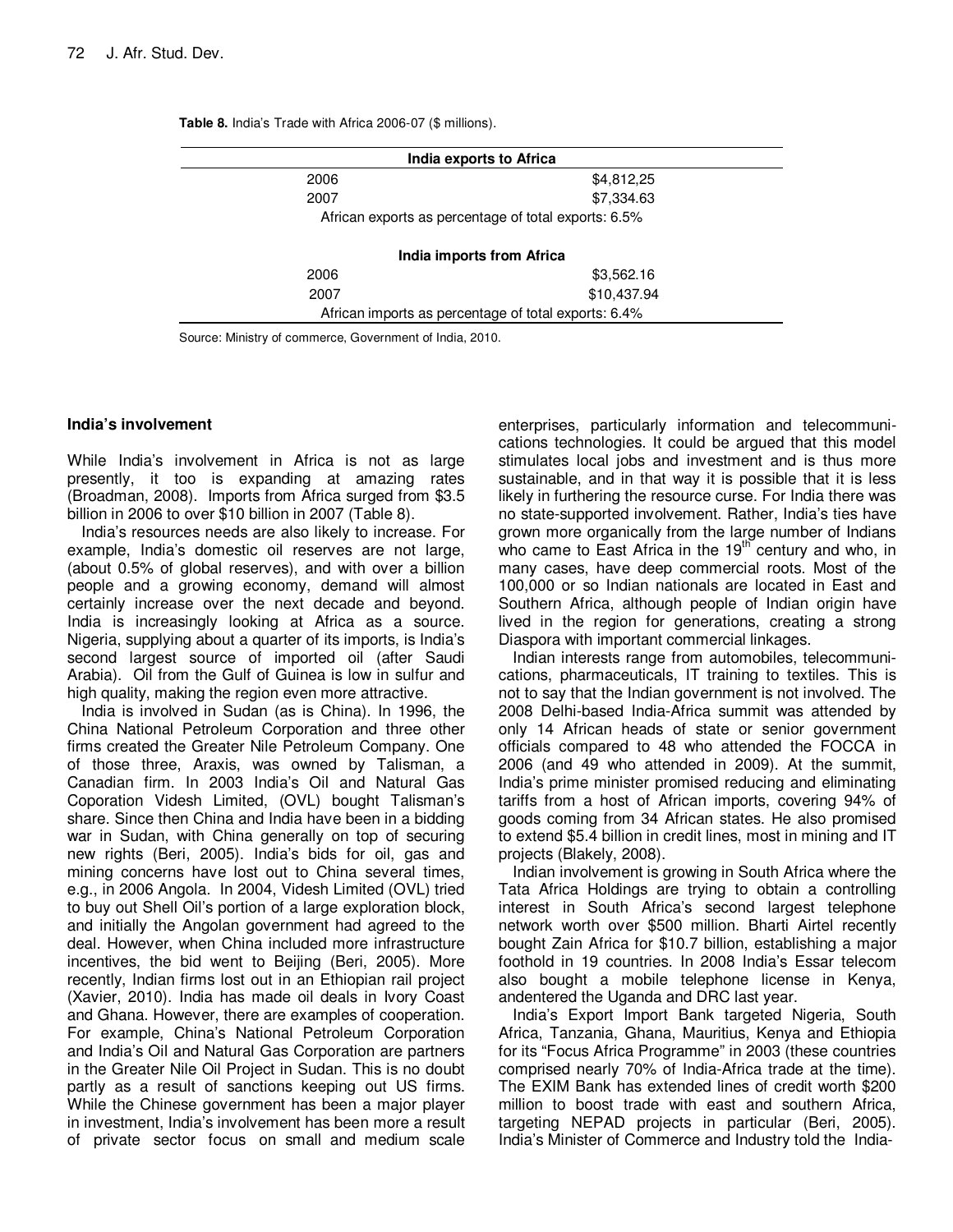**Table 8.** India's Trade with Africa 2006-07 ($ millions).

| India exports to Africa | |
|---|---|
| 2006 | $4,812,25 |
| 2007 | $7,334.63 |
| African exports as percentage of total exports: 6.5% | |
| **India imports from Africa** | |
| 2006 | $3,562.16 |
| 2007 | $10,437.94 |
| African imports as percentage of total exports: 6.4% | |

Source: Ministry of commerce, Government of India, 2010.

### India's involvement

While India's involvement in Africa is not as large presently, it too is expanding at amazing rates (Broadman, 2008). Imports from Africa surged from $3.5 billion in 2006 to over $10 billion in 2007 (Table 8).

India's resources needs are also likely to increase. For example, India's domestic oil reserves are not large, (about 0.5% of global reserves), and with over a billion people and a growing economy, demand will almost certainly increase over the next decade and beyond. India is increasingly looking at Africa as a source. Nigeria, supplying about a quarter of its imports, is India's second largest source of imported oil (after Saudi Arabia). Oil from the Gulf of Guinea is low in sulfur and high quality, making the region even more attractive.

India is involved in Sudan (as is China). In 1996, the China National Petroleum Corporation and three other firms created the Greater Nile Petroleum Company. One of those three, Araxis, was owned by Talisman, a Canadian firm. In 2003 India's Oil and Natural Gas Coporation Videsh Limited, (OVL) bought Talisman's share. Since then China and India have been in a bidding war in Sudan, with China generally on top of securing new rights (Beri, 2005). India's bids for oil, gas and mining concerns have lost out to China several times, e.g., in 2006 Angola. In 2004, Videsh Limited (OVL) tried to buy out Shell Oil's portion of a large exploration block, and initially the Angolan government had agreed to the deal. However, when China included more infrastructure incentives, the bid went to Beijing (Beri, 2005). More recently, Indian firms lost out in an Ethiopian rail project (Xavier, 2010). India has made oil deals in Ivory Coast and Ghana. However, there are examples of cooperation. For example, China's National Petroleum Corporation and India's Oil and Natural Gas Corporation are partners in the Greater Nile Oil Project in Sudan. This is no doubt partly as a result of sanctions keeping out US firms. While the Chinese government has been a major player in investment, India's involvement has been more a result of private sector focus on small and medium scale enterprises, particularly information and telecommunications technologies. It could be argued that this model stimulates local jobs and investment and is thus more sustainable, and in that way it is possible that it is less likely in furthering the resource curse. For India there was no state-supported involvement. Rather, India's ties have grown more organically from the large number of Indians who came to East Africa in the 19th century and who, in many cases, have deep commercial roots. Most of the 100,000 or so Indian nationals are located in East and Southern Africa, although people of Indian origin have lived in the region for generations, creating a strong Diaspora with important commercial linkages.

Indian interests range from automobiles, telecommunications, pharmaceuticals, IT training to textiles. This is not to say that the Indian government is not involved. The 2008 Delhi-based India-Africa summit was attended by only 14 African heads of state or senior government officials compared to 48 who attended the FOCCA in 2006 (and 49 who attended in 2009). At the summit, India's prime minister promised reducing and eliminating tariffs from a host of African imports, covering 94% of goods coming from 34 African states. He also promised to extend $5.4 billion in credit lines, most in mining and IT projects (Blakely, 2008).

Indian involvement is growing in South Africa where the Tata Africa Holdings are trying to obtain a controlling interest in South Africa's second largest telephone network worth over $500 million. Bharti Airtel recently bought Zain Africa for $10.7 billion, establishing a major foothold in 19 countries. In 2008 India's Essar telecom also bought a mobile telephone license in Kenya, andentered the Uganda and DRC last year.

India's Export Import Bank targeted Nigeria, South Africa, Tanzania, Ghana, Mauritius, Kenya and Ethiopia for its "Focus Africa Programme" in 2003 (these countries comprised nearly 70% of India-Africa trade at the time). The EXIM Bank has extended lines of credit worth $200 million to boost trade with east and southern Africa, targeting NEPAD projects in particular (Beri, 2005). India's Minister of Commerce and Industry told the India-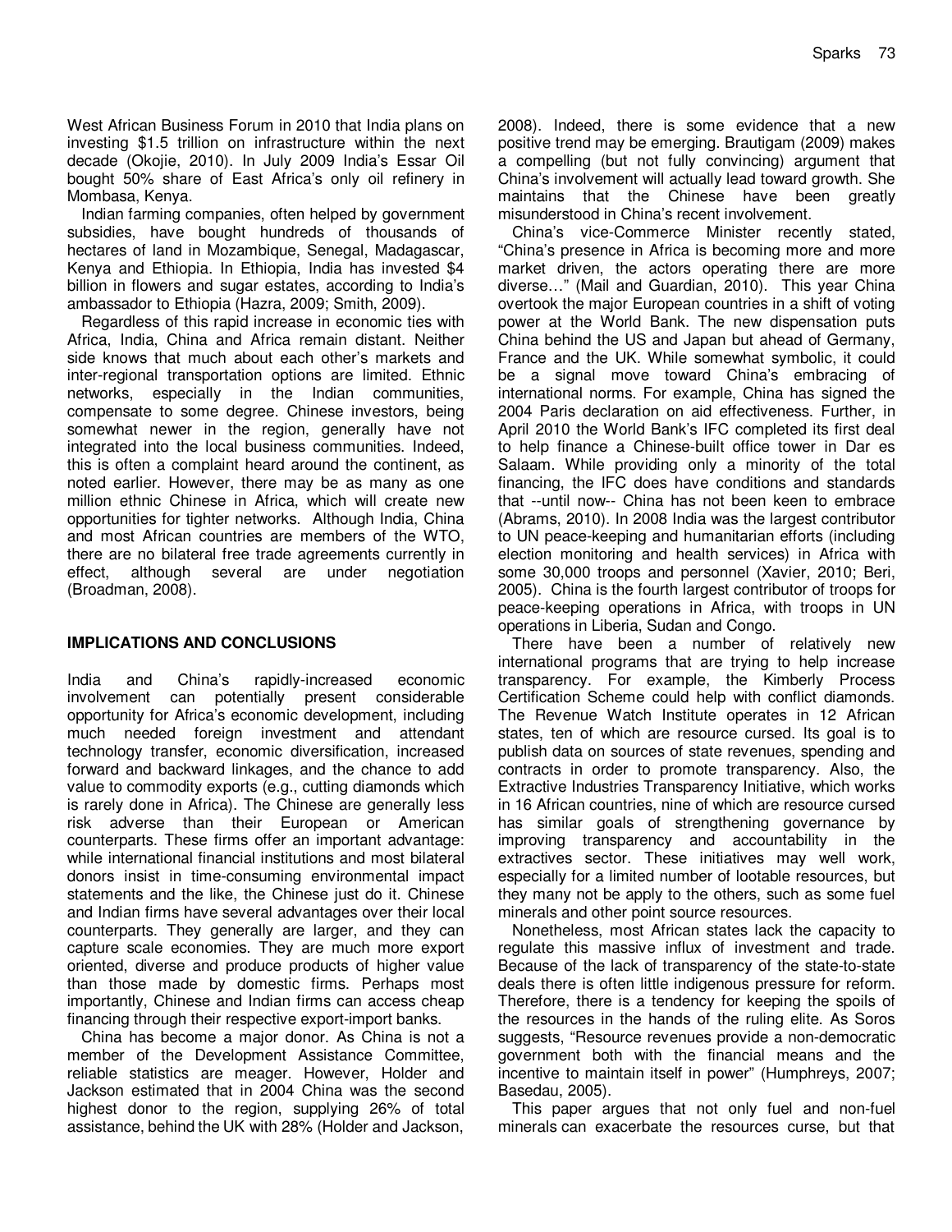West African Business Forum in 2010 that India plans on investing $1.5 trillion on infrastructure within the next decade (Okojie, 2010). In July 2009 India's Essar Oil bought 50% share of East Africa's only oil refinery in Mombasa, Kenya.

Indian farming companies, often helped by government subsidies, have bought hundreds of thousands of hectares of land in Mozambique, Senegal, Madagascar, Kenya and Ethiopia. In Ethiopia, India has invested $4 billion in flowers and sugar estates, according to India's ambassador to Ethiopia (Hazra, 2009; Smith, 2009).

Regardless of this rapid increase in economic ties with Africa, India, China and Africa remain distant. Neither side knows that much about each other's markets and inter-regional transportation options are limited. Ethnic networks, especially in the Indian communities, compensate to some degree. Chinese investors, being somewhat newer in the region, generally have not integrated into the local business communities. Indeed, this is often a complaint heard around the continent, as noted earlier. However, there may be as many as one million ethnic Chinese in Africa, which will create new opportunities for tighter networks. Although India, China and most African countries are members of the WTO, there are no bilateral free trade agreements currently in effect, although several are under negotiation (Broadman, 2008).

## IMPLICATIONS AND CONCLUSIONS

India and China's rapidly-increased economic involvement can potentially present considerable opportunity for Africa's economic development, including much needed foreign investment and attendant technology transfer, economic diversification, increased forward and backward linkages, and the chance to add value to commodity exports (e.g., cutting diamonds which is rarely done in Africa). The Chinese are generally less risk adverse than their European or American counterparts. These firms offer an important advantage: while international financial institutions and most bilateral donors insist in time-consuming environmental impact statements and the like, the Chinese just do it. Chinese and Indian firms have several advantages over their local counterparts. They generally are larger, and they can capture scale economies. They are much more export oriented, diverse and produce products of higher value than those made by domestic firms. Perhaps most importantly, Chinese and Indian firms can access cheap financing through their respective export-import banks.

China has become a major donor. As China is not a member of the Development Assistance Committee, reliable statistics are meager. However, Holder and Jackson estimated that in 2004 China was the second highest donor to the region, supplying 26% of total assistance, behind the UK with 28% (Holder and Jackson, 2008). Indeed, there is some evidence that a new positive trend may be emerging. Brautigam (2009) makes a compelling (but not fully convincing) argument that China's involvement will actually lead toward growth. She maintains that the Chinese have been greatly misunderstood in China's recent involvement.

China's vice-Commerce Minister recently stated, "China's presence in Africa is becoming more and more market driven, the actors operating there are more diverse…" (Mail and Guardian, 2010). This year China overtook the major European countries in a shift of voting power at the World Bank. The new dispensation puts China behind the US and Japan but ahead of Germany, France and the UK. While somewhat symbolic, it could be a signal move toward China's embracing of international norms. For example, China has signed the 2004 Paris declaration on aid effectiveness. Further, in April 2010 the World Bank's IFC completed its first deal to help finance a Chinese-built office tower in Dar es Salaam. While providing only a minority of the total financing, the IFC does have conditions and standards that --until now-- China has not been keen to embrace (Abrams, 2010). In 2008 India was the largest contributor to UN peace-keeping and humanitarian efforts (including election monitoring and health services) in Africa with some 30,000 troops and personnel (Xavier, 2010; Beri, 2005). China is the fourth largest contributor of troops for peace-keeping operations in Africa, with troops in UN operations in Liberia, Sudan and Congo.

There have been a number of relatively new international programs that are trying to help increase transparency. For example, the Kimberly Process Certification Scheme could help with conflict diamonds. The Revenue Watch Institute operates in 12 African states, ten of which are resource cursed. Its goal is to publish data on sources of state revenues, spending and contracts in order to promote transparency. Also, the Extractive Industries Transparency Initiative, which works in 16 African countries, nine of which are resource cursed has similar goals of strengthening governance by improving transparency and accountability in the extractives sector. These initiatives may well work, especially for a limited number of lootable resources, but they many not be apply to the others, such as some fuel minerals and other point source resources.

Nonetheless, most African states lack the capacity to regulate this massive influx of investment and trade. Because of the lack of transparency of the state-to-state deals there is often little indigenous pressure for reform. Therefore, there is a tendency for keeping the spoils of the resources in the hands of the ruling elite. As Soros suggests, "Resource revenues provide a non-democratic government both with the financial means and the incentive to maintain itself in power" (Humphreys, 2007; Basedau, 2005).

This paper argues that not only fuel and non-fuel minerals can exacerbate the resources curse, but that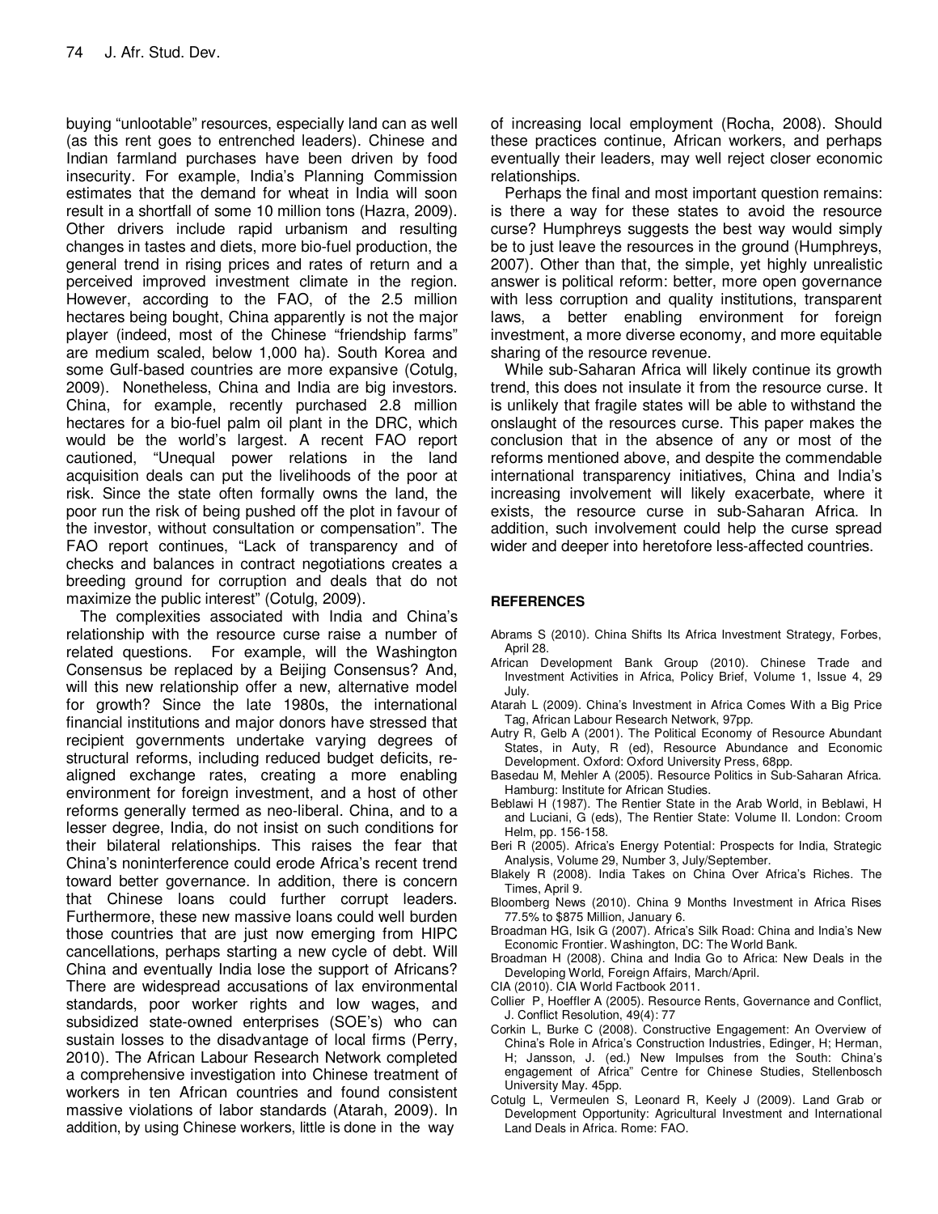buying "unlootable" resources, especially land can as well (as this rent goes to entrenched leaders). Chinese and Indian farmland purchases have been driven by food insecurity. For example, India's Planning Commission estimates that the demand for wheat in India will soon result in a shortfall of some 10 million tons (Hazra, 2009). Other drivers include rapid urbanism and resulting changes in tastes and diets, more bio-fuel production, the general trend in rising prices and rates of return and a perceived improved investment climate in the region. However, according to the FAO, of the 2.5 million hectares being bought, China apparently is not the major player (indeed, most of the Chinese "friendship farms" are medium scaled, below 1,000 ha). South Korea and some Gulf-based countries are more expansive (Cotulg, 2009). Nonetheless, China and India are big investors. China, for example, recently purchased 2.8 million hectares for a bio-fuel palm oil plant in the DRC, which would be the world's largest. A recent FAO report cautioned, "Unequal power relations in the land acquisition deals can put the livelihoods of the poor at risk. Since the state often formally owns the land, the poor run the risk of being pushed off the plot in favour of the investor, without consultation or compensation". The FAO report continues, "Lack of transparency and of checks and balances in contract negotiations creates a breeding ground for corruption and deals that do not maximize the public interest" (Cotulg, 2009).

The complexities associated with India and China's relationship with the resource curse raise a number of related questions. For example, will the Washington Consensus be replaced by a Beijing Consensus? And, will this new relationship offer a new, alternative model for growth? Since the late 1980s, the international financial institutions and major donors have stressed that recipient governments undertake varying degrees of structural reforms, including reduced budget deficits, re-aligned exchange rates, creating a more enabling environment for foreign investment, and a host of other reforms generally termed as neo-liberal. China, and to a lesser degree, India, do not insist on such conditions for their bilateral relationships. This raises the fear that China's noninterference could erode Africa's recent trend toward better governance. In addition, there is concern that Chinese loans could further corrupt leaders. Furthermore, these new massive loans could well burden those countries that are just now emerging from HIPC cancellations, perhaps starting a new cycle of debt. Will China and eventually India lose the support of Africans? There are widespread accusations of lax environmental standards, poor worker rights and low wages, and subsidized state-owned enterprises (SOE's) who can sustain losses to the disadvantage of local firms (Perry, 2010). The African Labour Research Network completed a comprehensive investigation into Chinese treatment of workers in ten African countries and found consistent massive violations of labor standards (Atarah, 2009). In addition, by using Chinese workers, little is done in the way of increasing local employment (Rocha, 2008). Should these practices continue, African workers, and perhaps eventually their leaders, may well reject closer economic relationships.

Perhaps the final and most important question remains: is there a way for these states to avoid the resource curse? Humphreys suggests the best way would simply be to just leave the resources in the ground (Humphreys, 2007). Other than that, the simple, yet highly unrealistic answer is political reform: better, more open governance with less corruption and quality institutions, transparent laws, a better enabling environment for foreign investment, a more diverse economy, and more equitable sharing of the resource revenue.

While sub-Saharan Africa will likely continue its growth trend, this does not insulate it from the resource curse. It is unlikely that fragile states will be able to withstand the onslaught of the resources curse. This paper makes the conclusion that in the absence of any or most of the reforms mentioned above, and despite the commendable international transparency initiatives, China and India's increasing involvement will likely exacerbate, where it exists, the resource curse in sub-Saharan Africa. In addition, such involvement could help the curse spread wider and deeper into heretofore less-affected countries.

## REFERENCES

Abrams S (2010). China Shifts Its Africa Investment Strategy, Forbes, April 28.

African Development Bank Group (2010). Chinese Trade and Investment Activities in Africa, Policy Brief, Volume 1, Issue 4, 29 July.

Atarah L (2009). China's Investment in Africa Comes With a Big Price Tag, African Labour Research Network, 97pp.

Autry R, Gelb A (2001). The Political Economy of Resource Abundant States, in Auty, R (ed), Resource Abundance and Economic Development. Oxford: Oxford University Press, 68pp.

Basedau M, Mehler A (2005). Resource Politics in Sub-Saharan Africa. Hamburg: Institute for African Studies.

Beblawi H (1987). The Rentier State in the Arab World, in Beblawi, H and Luciani, G (eds), The Rentier State: Volume II. London: Croom Helm, pp. 156-158.

Beri R (2005). Africa's Energy Potential: Prospects for India, Strategic Analysis, Volume 29, Number 3, July/September.

Blakely R (2008). India Takes on China Over Africa's Riches. The Times, April 9.

Bloomberg News (2010). China 9 Months Investment in Africa Rises 77.5% to $875 Million, January 6.

Broadman HG, Isik G (2007). Africa's Silk Road: China and India's New Economic Frontier. Washington, DC: The World Bank.

Broadman H (2008). China and India Go to Africa: New Deals in the Developing World, Foreign Affairs, March/April.

CIA (2010). CIA World Factbook 2011.

Collier P, Hoeffler A (2005). Resource Rents, Governance and Conflict, J. Conflict Resolution, 49(4): 77

Corkin L, Burke C (2008). Constructive Engagement: An Overview of China's Role in Africa's Construction Industries, Edinger, H; Herman, H; Jansson, J. (ed.) New Impulses from the South: China's engagement of Africa" Centre for Chinese Studies, Stellenbosch University May. 45pp.

Cotulg L, Vermeulen S, Leonard R, Keely J (2009). Land Grab or Development Opportunity: Agricultural Investment and International Land Deals in Africa. Rome: FAO.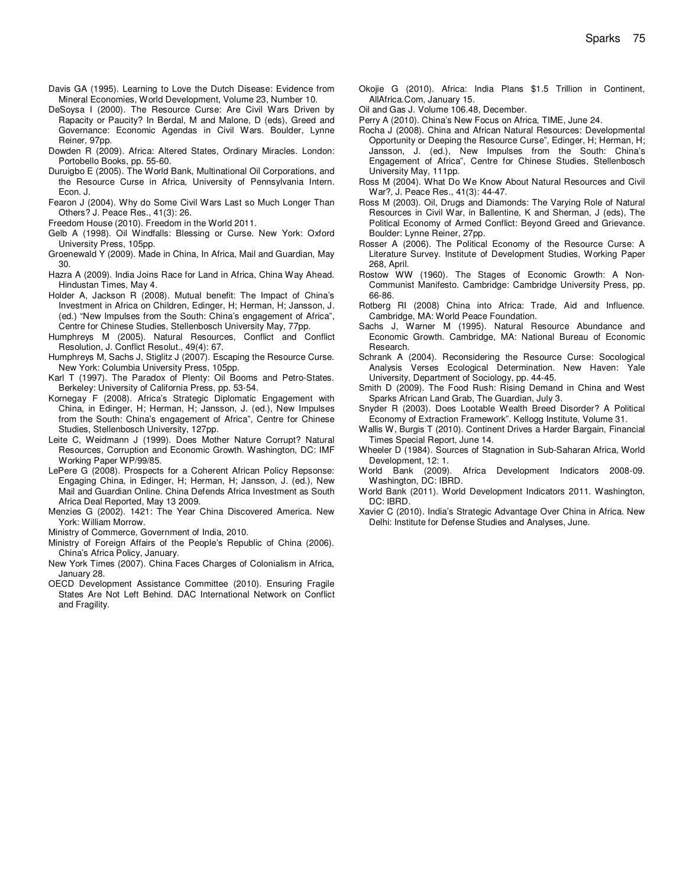Davis GA (1995). Learning to Love the Dutch Disease: Evidence from Mineral Economies, World Development, Volume 23, Number 10.

DeSoysa I (2000). The Resource Curse: Are Civil Wars Driven by Rapacity or Paucity? In Berdal, M and Malone, D (eds), Greed and Governance: Economic Agendas in Civil Wars. Boulder, Lynne Reiner, 97pp.

Dowden R (2009). Africa: Altered States, Ordinary Miracles. London: Portobello Books, pp. 55-60.

Duruigbo E (2005). The World Bank, Multinational Oil Corporations, and the Resource Curse in Africa, University of Pennsylvania Intern. Econ. J.

Fearon J (2004). Why do Some Civil Wars Last so Much Longer Than Others? J. Peace Res., 41(3): 26.

Freedom House (2010). Freedom in the World 2011.

Gelb A (1998). Oil Windfalls: Blessing or Curse. New York: Oxford University Press, 105pp.

Groenewald Y (2009). Made in China, In Africa, Mail and Guardian, May 30.

Hazra A (2009). India Joins Race for Land in Africa, China Way Ahead. Hindustan Times, May 4.

Holder A, Jackson R (2008). Mutual benefit: The Impact of China's Investment in Africa on Children, Edinger, H; Herman, H; Jansson, J. (ed.) "New Impulses from the South: China's engagement of Africa", Centre for Chinese Studies, Stellenbosch University May, 77pp.

Humphreys M (2005). Natural Resources, Conflict and Conflict Resolution, J. Conflict Resolut., 49(4): 67.

Humphreys M, Sachs J, Stiglitz J (2007). Escaping the Resource Curse. New York: Columbia University Press, 105pp.

Karl T (1997). The Paradox of Plenty: Oil Booms and Petro-States. Berkeley: University of California Press, pp. 53-54.

Kornegay F (2008). Africa's Strategic Diplomatic Engagement with China, in Edinger, H; Herman, H; Jansson, J. (ed.), New Impulses from the South: China's engagement of Africa", Centre for Chinese Studies, Stellenbosch University, 127pp.

Leite C, Weidmann J (1999). Does Mother Nature Corrupt? Natural Resources, Corruption and Economic Growth. Washington, DC: IMF Working Paper WP/99/85.

LePere G (2008). Prospects for a Coherent African Policy Repsonse: Engaging China, in Edinger, H; Herman, H; Jansson, J. (ed.), New Mail and Guardian Online. China Defends Africa Investment as South Africa Deal Reported, May 13 2009.

Menzies G (2002). 1421: The Year China Discovered America. New York: William Morrow.

Ministry of Commerce, Government of India, 2010.

Ministry of Foreign Affairs of the People's Republic of China (2006). China's Africa Policy, January.

New York Times (2007). China Faces Charges of Colonialism in Africa, January 28.

OECD Development Assistance Committee (2010). Ensuring Fragile States Are Not Left Behind. DAC International Network on Conflict and Fragility.

Okojie G (2010). Africa: India Plans $1.5 Trillion in Continent, AllAfrica.Com, January 15.

Oil and Gas J. Volume 106.48, December.

Perry A (2010). China's New Focus on Africa, TIME, June 24.

Rocha J (2008). China and African Natural Resources: Developmental Opportunity or Deeping the Resource Curse", Edinger, H; Herman, H; Jansson, J. (ed.), New Impulses from the South: China's Engagement of Africa", Centre for Chinese Studies, Stellenbosch University May, 111pp.

Ross M (2004). What Do We Know About Natural Resources and Civil War?, J. Peace Res., 41(3): 44-47.

Ross M (2003). Oil, Drugs and Diamonds: The Varying Role of Natural Resources in Civil War, in Ballentine, K and Sherman, J (eds), The Political Economy of Armed Conflict: Beyond Greed and Grievance. Boulder: Lynne Reiner, 27pp.

Rosser A (2006). The Political Economy of the Resource Curse: A Literature Survey. Institute of Development Studies, Working Paper 268, April.

Rostow WW (1960). The Stages of Economic Growth: A Non-Communist Manifesto. Cambridge: Cambridge University Press, pp. 66-86.

Rotberg RI (2008) China into Africa: Trade, Aid and Influence. Cambridge, MA: World Peace Foundation.

Sachs J, Warner M (1995). Natural Resource Abundance and Economic Growth. Cambridge, MA: National Bureau of Economic Research.

Schrank A (2004). Reconsidering the Resource Curse: Socological Analysis Verses Ecological Determination. New Haven: Yale University, Department of Sociology, pp. 44-45.

Smith D (2009). The Food Rush: Rising Demand in China and West Sparks African Land Grab, The Guardian, July 3.

Snyder R (2003). Does Lootable Wealth Breed Disorder? A Political Economy of Extraction Framework". Kellogg Institute, Volume 31.

Wallis W, Burgis T (2010). Continent Drives a Harder Bargain, Financial Times Special Report, June 14.

Wheeler D (1984). Sources of Stagnation in Sub-Saharan Africa, World Development, 12: 1.

World Bank (2009). Africa Development Indicators 2008-09. Washington, DC: IBRD.

World Bank (2011). World Development Indicators 2011. Washington, DC: IBRD.

Xavier C (2010). India's Strategic Advantage Over China in Africa. New Delhi: Institute for Defense Studies and Analyses, June.